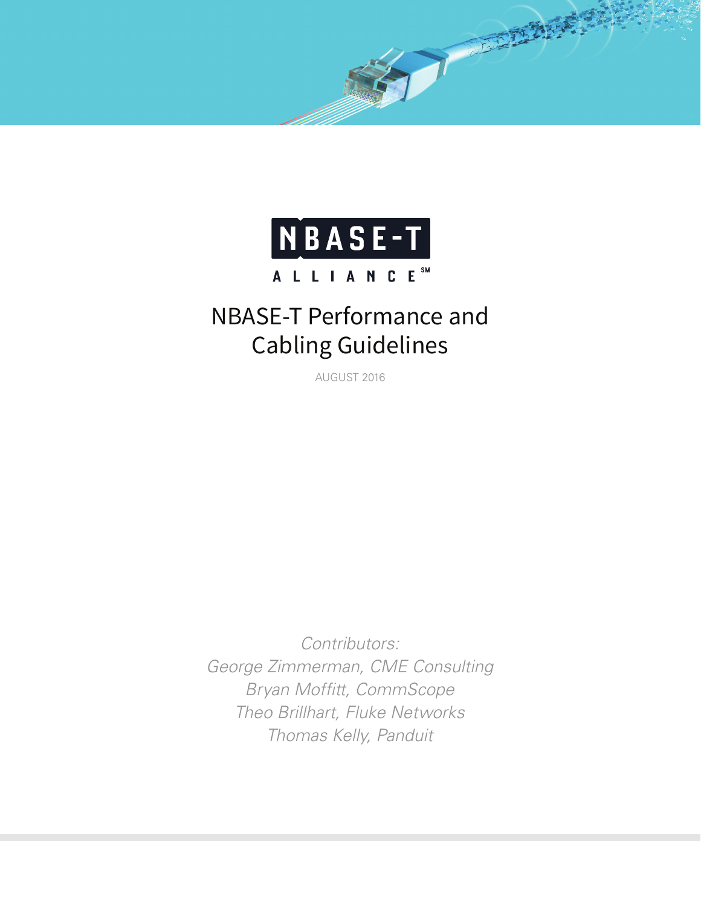NBASE-T

ALLIANCE℠

# NBASE-T Performance and Cabling Guidelines

AUGUST 2016

*Contributors:*
*George Zimmerman, CME Consulting*
*Bryan Moffitt, CommScope*
*Theo Brillhart, Fluke Networks*
*Thomas Kelly, Panduit*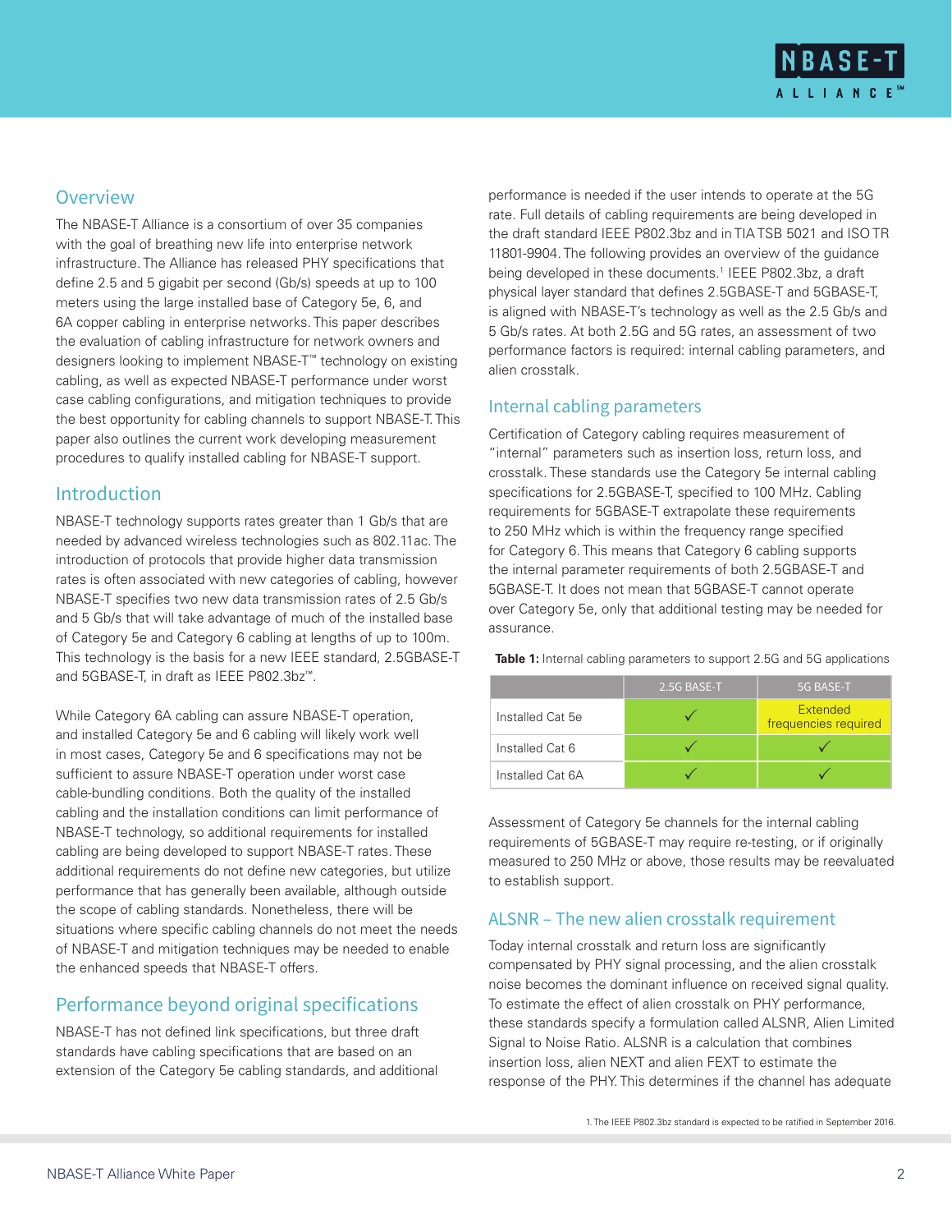## Overview

The NBASE-T Alliance is a consortium of over 35 companies with the goal of breathing new life into enterprise network infrastructure. The Alliance has released PHY specifications that define 2.5 and 5 gigabit per second (Gb/s) speeds at up to 100 meters using the large installed base of Category 5e, 6, and 6A copper cabling in enterprise networks. This paper describes the evaluation of cabling infrastructure for network owners and designers looking to implement NBASE-T™ technology on existing cabling, as well as expected NBASE-T performance under worst case cabling configurations, and mitigation techniques to provide the best opportunity for cabling channels to support NBASE-T. This paper also outlines the current work developing measurement procedures to qualify installed cabling for NBASE-T support.

## Introduction

NBASE-T technology supports rates greater than 1 Gb/s that are needed by advanced wireless technologies such as 802.11ac. The introduction of protocols that provide higher data transmission rates is often associated with new categories of cabling, however NBASE-T specifies two new data transmission rates of 2.5 Gb/s and 5 Gb/s that will take advantage of much of the installed base of Category 5e and Category 6 cabling at lengths of up to 100m. This technology is the basis for a new IEEE standard, 2.5GBASE-T and 5GBASE-T, in draft as IEEE P802.3bz™.

While Category 6A cabling can assure NBASE-T operation, and installed Category 5e and 6 cabling will likely work well in most cases, Category 5e and 6 specifications may not be sufficient to assure NBASE-T operation under worst case cable-bundling conditions. Both the quality of the installed cabling and the installation conditions can limit performance of NBASE-T technology, so additional requirements for installed cabling are being developed to support NBASE-T rates. These additional requirements do not define new categories, but utilize performance that has generally been available, although outside the scope of cabling standards. Nonetheless, there will be situations where specific cabling channels do not meet the needs of NBASE-T and mitigation techniques may be needed to enable the enhanced speeds that NBASE-T offers.

## Performance beyond original specifications

NBASE-T has not defined link specifications, but three draft standards have cabling specifications that are based on an extension of the Category 5e cabling standards, and additional performance is needed if the user intends to operate at the 5G rate. Full details of cabling requirements are being developed in the draft standard IEEE P802.3bz and in TIA TSB 5021 and ISO TR 11801-9904. The following provides an overview of the guidance being developed in these documents.[1] IEEE P802.3bz, a draft physical layer standard that defines 2.5GBASE-T and 5GBASE-T, is aligned with NBASE-T's technology as well as the 2.5 Gb/s and 5 Gb/s rates. At both 2.5G and 5G rates, an assessment of two performance factors is required: internal cabling parameters, and alien crosstalk.

## Internal cabling parameters

Certification of Category cabling requires measurement of "internal" parameters such as insertion loss, return loss, and crosstalk. These standards use the Category 5e internal cabling specifications for 2.5GBASE-T, specified to 100 MHz. Cabling requirements for 5GBASE-T extrapolate these requirements to 250 MHz which is within the frequency range specified for Category 6. This means that Category 6 cabling supports the internal parameter requirements of both 2.5GBASE-T and 5GBASE-T. It does not mean that 5GBASE-T cannot operate over Category 5e, only that additional testing may be needed for assurance.

**Table 1:** Internal cabling parameters to support 2.5G and 5G applications

| | 2.5G BASE-T | 5G BASE-T |
|---|---|---|
| Installed Cat 5e | ✓ | Extended frequencies required |
| Installed Cat 6 | ✓ | ✓ |
| Installed Cat 6A | ✓ | ✓ |

Assessment of Category 5e channels for the internal cabling requirements of 5GBASE-T may require re-testing, or if originally measured to 250 MHz or above, those results may be reevaluated to establish support.

## ALSNR – The new alien crosstalk requirement

Today internal crosstalk and return loss are significantly compensated by PHY signal processing, and the alien crosstalk noise becomes the dominant influence on received signal quality. To estimate the effect of alien crosstalk on PHY performance, these standards specify a formulation called ALSNR, Alien Limited Signal to Noise Ratio. ALSNR is a calculation that combines insertion loss, alien NEXT and alien FEXT to estimate the response of the PHY. This determines if the channel has adequate

1. The IEEE P802.3bz standard is expected to be ratified in September 2016.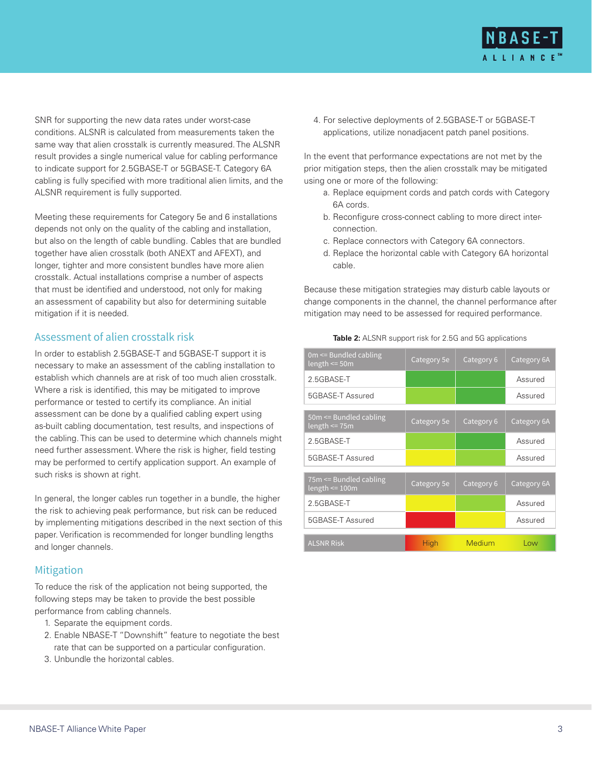SNR for supporting the new data rates under worst-case conditions. ALSNR is calculated from measurements taken the same way that alien crosstalk is currently measured. The ALSNR result provides a single numerical value for cabling performance to indicate support for 2.5GBASE-T or 5GBASE-T. Category 6A cabling is fully specified with more traditional alien limits, and the ALSNR requirement is fully supported.

Meeting these requirements for Category 5e and 6 installations depends not only on the quality of the cabling and installation, but also on the length of cable bundling. Cables that are bundled together have alien crosstalk (both ANEXT and AFEXT), and longer, tighter and more consistent bundles have more alien crosstalk. Actual installations comprise a number of aspects that must be identified and understood, not only for making an assessment of capability but also for determining suitable mitigation if it is needed.

## Assessment of alien crosstalk risk

In order to establish 2.5GBASE-T and 5GBASE-T support it is necessary to make an assessment of the cabling installation to establish which channels are at risk of too much alien crosstalk. Where a risk is identified, this may be mitigated to improve performance or tested to certify its compliance. An initial assessment can be done by a qualified cabling expert using as-built cabling documentation, test results, and inspections of the cabling. This can be used to determine which channels might need further assessment. Where the risk is higher, field testing may be performed to certify application support. An example of such risks is shown at right.

In general, the longer cables run together in a bundle, the higher the risk to achieving peak performance, but risk can be reduced by implementing mitigations described in the next section of this paper. Verification is recommended for longer bundling lengths and longer channels.

## Mitigation

To reduce the risk of the application not being supported, the following steps may be taken to provide the best possible performance from cabling channels.

1. Separate the equipment cords.
2. Enable NBASE-T "Downshift" feature to negotiate the best rate that can be supported on a particular configuration.
3. Unbundle the horizontal cables.
4. For selective deployments of 2.5GBASE-T or 5GBASE-T applications, utilize nonadjacent patch panel positions.

In the event that performance expectations are not met by the prior mitigation steps, then the alien crosstalk may be mitigated using one or more of the following:

a. Replace equipment cords and patch cords with Category 6A cords.
b. Reconfigure cross-connect cabling to more direct inter-connection.
c. Replace connectors with Category 6A connectors.
d. Replace the horizontal cable with Category 6A horizontal cable.

Because these mitigation strategies may disturb cable layouts or change components in the channel, the channel performance after mitigation may need to be assessed for required performance.

**Table 2:** ALSNR support risk for 2.5G and 5G applications

| 0m <= Bundled cabling length <= 50m | Category 5e | Category 6 | Category 6A |
|---|---|---|---|
| 2.5GBASE-T | | | Assured |
| 5GBASE-T Assured | | | Assured |
| **50m <= Bundled cabling length <= 75m** | **Category 5e** | **Category 6** | **Category 6A** |
| 2.5GBASE-T | | | Assured |
| 5GBASE-T Assured | | | Assured |
| **75m <= Bundled cabling length <= 100m** | **Category 5e** | **Category 6** | **Category 6A** |
| 2.5GBASE-T | | | Assured |
| 5GBASE-T Assured | | | Assured |
| **ALSNR Risk** | **High** | **Medium** | **Low** |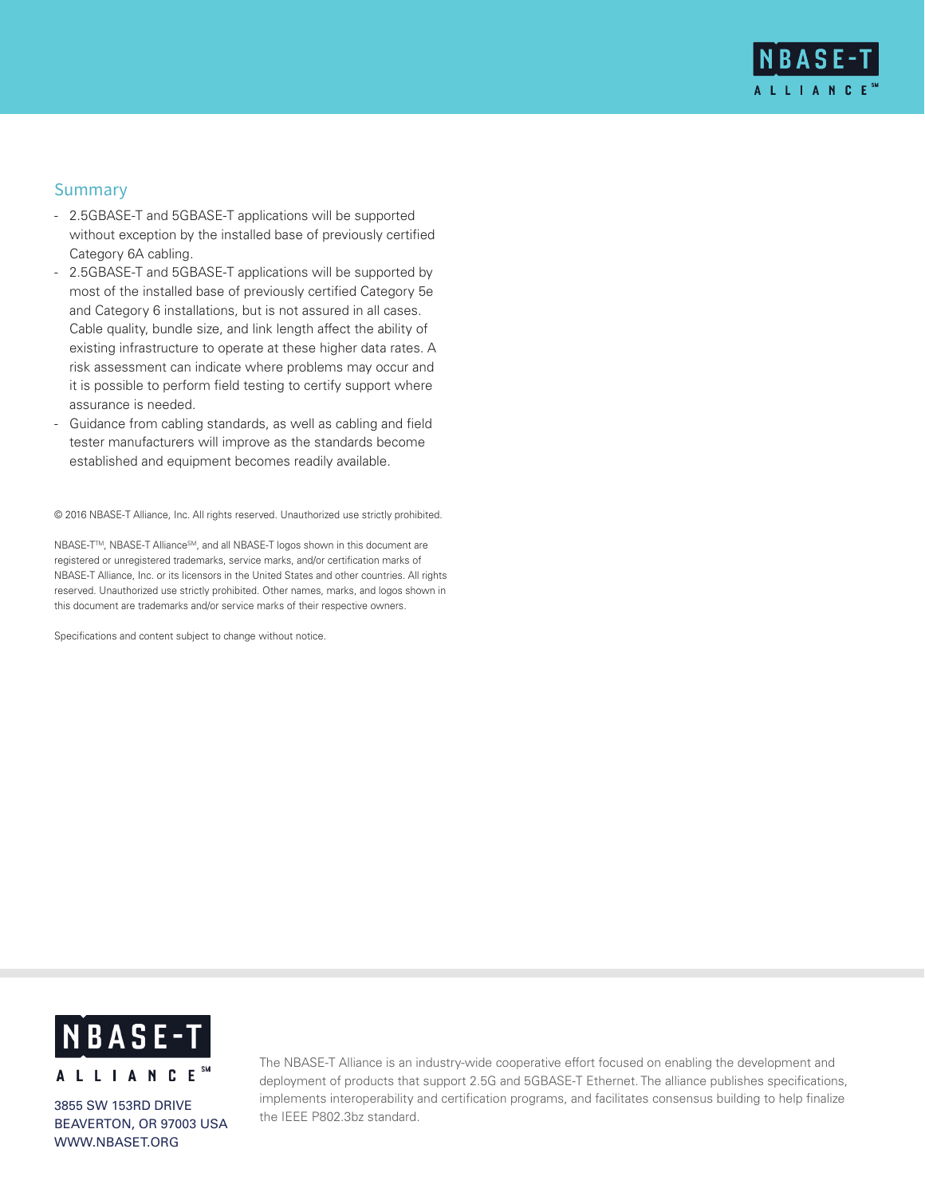## Summary

- 2.5GBASE-T and 5GBASE-T applications will be supported without exception by the installed base of previously certified Category 6A cabling.
- 2.5GBASE-T and 5GBASE-T applications will be supported by most of the installed base of previously certified Category 5e and Category 6 installations, but is not assured in all cases. Cable quality, bundle size, and link length affect the ability of existing infrastructure to operate at these higher data rates. A risk assessment can indicate where problems may occur and it is possible to perform field testing to certify support where assurance is needed.
- Guidance from cabling standards, as well as cabling and field tester manufacturers will improve as the standards become established and equipment becomes readily available.

© 2016 NBASE-T Alliance, Inc. All rights reserved. Unauthorized use strictly prohibited.

NBASE-T™, NBASE-T Alliance℠, and all NBASE-T logos shown in this document are registered or unregistered trademarks, service marks, and/or certification marks of NBASE-T Alliance, Inc. or its licensors in the United States and other countries. All rights reserved. Unauthorized use strictly prohibited. Other names, marks, and logos shown in this document are trademarks and/or service marks of their respective owners.

Specifications and content subject to change without notice.

NBASE-T ALLIANCE℠

3855 SW 153RD DRIVE
BEAVERTON, OR 97003 USA
WWW.NBASET.ORG

The NBASE-T Alliance is an industry-wide cooperative effort focused on enabling the development and deployment of products that support 2.5G and 5GBASE-T Ethernet. The alliance publishes specifications, implements interoperability and certification programs, and facilitates consensus building to help finalize the IEEE P802.3bz standard.